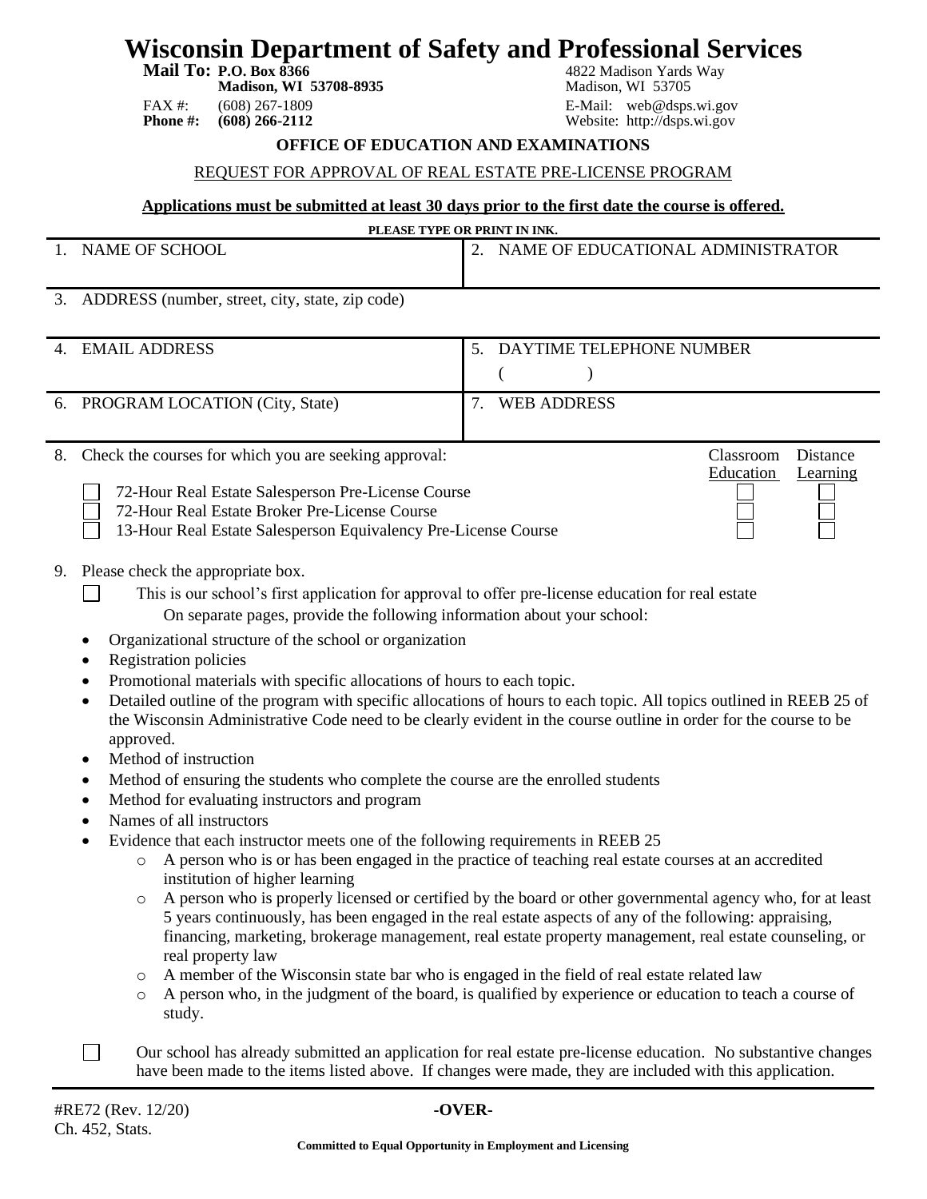# Wisconsin Department of Safety and Professional Services

**Mail To: P.O. Box 8366**
**Madison, WI 53708-8935**
FAX #: (608) 267-1809
**Phone #: (608) 266-2112**

4822 Madison Yards Way
Madison, WI 53705
E-Mail: web@dsps.wi.gov
Website: http://dsps.wi.gov

**OFFICE OF EDUCATION AND EXAMINATIONS**

REQUEST FOR APPROVAL OF REAL ESTATE PRE-LICENSE PROGRAM

**Applications must be submitted at least 30 days prior to the first date the course is offered.**

**PLEASE TYPE OR PRINT IN INK.**

| | |
|---|---|
| 1. NAME OF SCHOOL | 2. NAME OF EDUCATIONAL ADMINISTRATOR |
| 3. ADDRESS (number, street, city, state, zip code) | |
| 4. EMAIL ADDRESS | 5. DAYTIME TELEPHONE NUMBER ( ) |
| 6. PROGRAM LOCATION (City, State) | 7. WEB ADDRESS |

8. Check the courses for which you are seeking approval:

| | Classroom Education | Distance Learning |
|---|---|---|
| ☐ 72-Hour Real Estate Salesperson Pre-License Course | ☐ | ☐ |
| ☐ 72-Hour Real Estate Broker Pre-License Course | ☐ | ☐ |
| ☐ 13-Hour Real Estate Salesperson Equivalency Pre-License Course | ☐ | ☐ |

9. Please check the appropriate box.

☐ This is our school's first application for approval to offer pre-license education for real estate
On separate pages, provide the following information about your school:

- Organizational structure of the school or organization
- Registration policies
- Promotional materials with specific allocations of hours to each topic.
- Detailed outline of the program with specific allocations of hours to each topic. All topics outlined in REEB 25 of the Wisconsin Administrative Code need to be clearly evident in the course outline in order for the course to be approved.
- Method of instruction
- Method of ensuring the students who complete the course are the enrolled students
- Method for evaluating instructors and program
- Names of all instructors
- Evidence that each instructor meets one of the following requirements in REEB 25
  - A person who is or has been engaged in the practice of teaching real estate courses at an accredited institution of higher learning
  - A person who is properly licensed or certified by the board or other governmental agency who, for at least 5 years continuously, has been engaged in the real estate aspects of any of the following: appraising, financing, marketing, brokerage management, real estate property management, real estate counseling, or real property law
  - A member of the Wisconsin state bar who is engaged in the field of real estate related law
  - A person who, in the judgment of the board, is qualified by experience or education to teach a course of study.

☐ Our school has already submitted an application for real estate pre-license education. No substantive changes have been made to the items listed above. If changes were made, they are included with this application.

#RE72 (Rev. 12/20)
Ch. 452, Stats.

**-OVER-**

**Committed to Equal Opportunity in Employment and Licensing**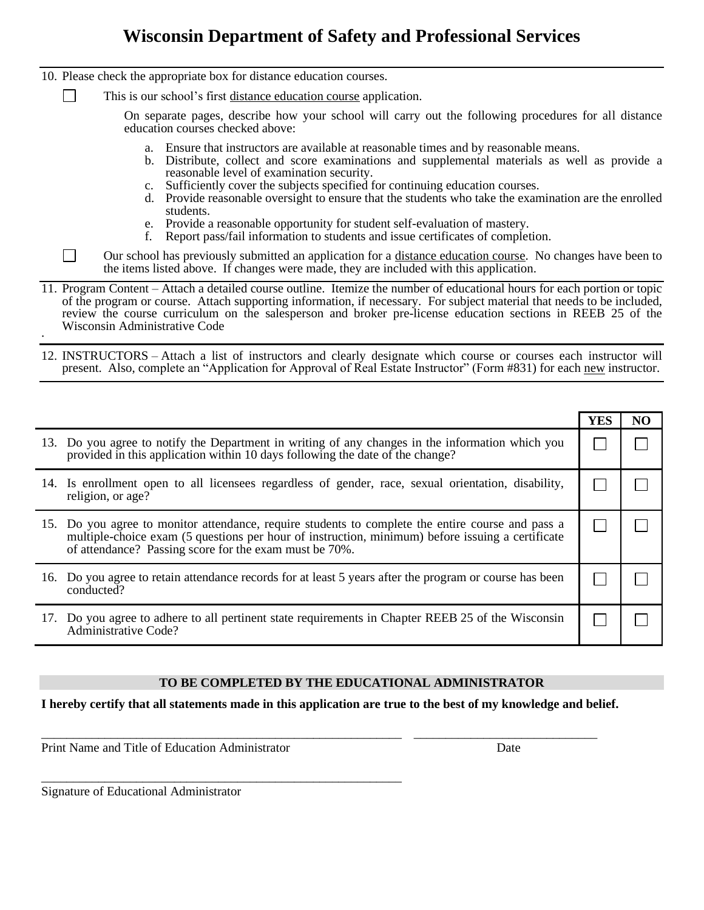# Wisconsin Department of Safety and Professional Services

10. Please check the appropriate box for distance education courses.

☐ This is our school's first distance education course application.

On separate pages, describe how your school will carry out the following procedures for all distance education courses checked above:

a. Ensure that instructors are available at reasonable times and by reasonable means.
b. Distribute, collect and score examinations and supplemental materials as well as provide a reasonable level of examination security.
c. Sufficiently cover the subjects specified for continuing education courses.
d. Provide reasonable oversight to ensure that the students who take the examination are the enrolled students.
e. Provide a reasonable opportunity for student self-evaluation of mastery.
f. Report pass/fail information to students and issue certificates of completion.

☐ Our school has previously submitted an application for a distance education course. No changes have been to the items listed above. If changes were made, they are included with this application.

11. Program Content – Attach a detailed course outline. Itemize the number of educational hours for each portion or topic of the program or course. Attach supporting information, if necessary. For subject material that needs to be included, review the course curriculum on the salesperson and broker pre-license education sections in REEB 25 of the Wisconsin Administrative Code

.

12. INSTRUCTORS – Attach a list of instructors and clearly designate which course or courses each instructor will present. Also, complete an "Application for Approval of Real Estate Instructor" (Form #831) for each new instructor.

| | YES | NO |
|---|---|---|
| 13. Do you agree to notify the Department in writing of any changes in the information which you provided in this application within 10 days following the date of the change? | ☐ | ☐ |
| 14. Is enrollment open to all licensees regardless of gender, race, sexual orientation, disability, religion, or age? | ☐ | ☐ |
| 15. Do you agree to monitor attendance, require students to complete the entire course and pass a multiple-choice exam (5 questions per hour of instruction, minimum) before issuing a certificate of attendance? Passing score for the exam must be 70%. | ☐ | ☐ |
| 16. Do you agree to retain attendance records for at least 5 years after the program or course has been conducted? | ☐ | ☐ |
| 17. Do you agree to adhere to all pertinent state requirements in Chapter REEB 25 of the Wisconsin Administrative Code? | ☐ | ☐ |

**TO BE COMPLETED BY THE EDUCATIONAL ADMINISTRATOR**

**I hereby certify that all statements made in this application are true to the best of my knowledge and belief.**

_____________________________________________ _______________________

Print Name and Title of Education Administrator Date

_____________________________________________

Signature of Educational Administrator